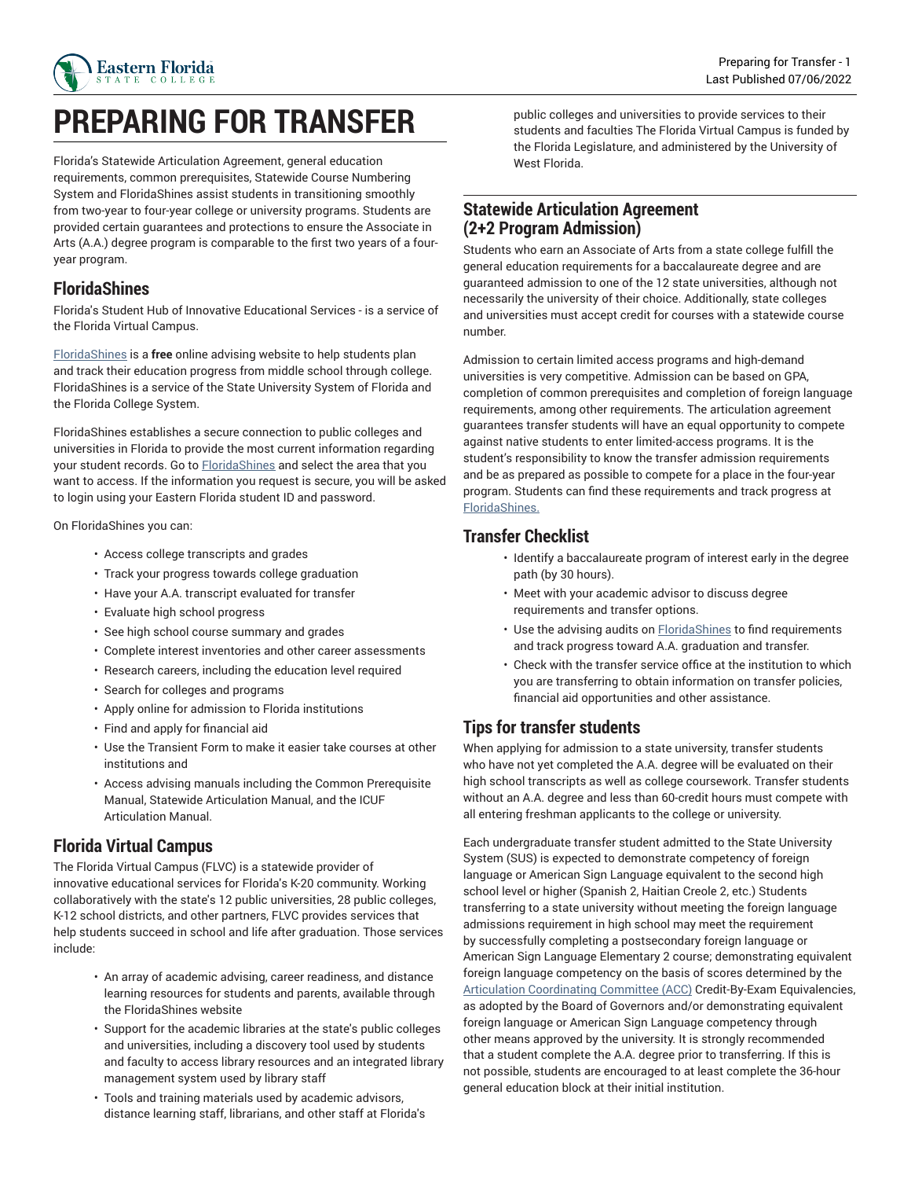# PREPARING FOR TRANSFER

Florida's Statewide Articulation Agreement, general education requirements, common prerequisites, Statewide Course Numbering System and FloridaShines assist students in transitioning smoothly from two-year to four-year college or university programs. Students are provided certain guarantees and protections to ensure the Associate in Arts (A.A.) degree program is comparable to the first two years of a four-year program.

## FloridaShines

Florida's Student Hub of Innovative Educational Services - is a service of the Florida Virtual Campus.

FloridaShines is a **free** online advising website to help students plan and track their education progress from middle school through college. FloridaShines is a service of the State University System of Florida and the Florida College System.

FloridaShines establishes a secure connection to public colleges and universities in Florida to provide the most current information regarding your student records. Go to FloridaShines and select the area that you want to access. If the information you request is secure, you will be asked to login using your Eastern Florida student ID and password.

On FloridaShines you can:

- Access college transcripts and grades
- Track your progress towards college graduation
- Have your A.A. transcript evaluated for transfer
- Evaluate high school progress
- See high school course summary and grades
- Complete interest inventories and other career assessments
- Research careers, including the education level required
- Search for colleges and programs
- Apply online for admission to Florida institutions
- Find and apply for financial aid
- Use the Transient Form to make it easier take courses at other institutions and
- Access advising manuals including the Common Prerequisite Manual, Statewide Articulation Manual, and the ICUF Articulation Manual.

## Florida Virtual Campus

The Florida Virtual Campus (FLVC) is a statewide provider of innovative educational services for Florida's K-20 community. Working collaboratively with the state's 12 public universities, 28 public colleges, K-12 school districts, and other partners, FLVC provides services that help students succeed in school and life after graduation. Those services include:

- An array of academic advising, career readiness, and distance learning resources for students and parents, available through the FloridaShines website
- Support for the academic libraries at the state's public colleges and universities, including a discovery tool used by students and faculty to access library resources and an integrated library management system used by library staff
- Tools and training materials used by academic advisors, distance learning staff, librarians, and other staff at Florida's public colleges and universities to provide services to their students and faculties The Florida Virtual Campus is funded by the Florida Legislature, and administered by the University of West Florida.

## Statewide Articulation Agreement (2+2 Program Admission)

Students who earn an Associate of Arts from a state college fulfill the general education requirements for a baccalaureate degree and are guaranteed admission to one of the 12 state universities, although not necessarily the university of their choice. Additionally, state colleges and universities must accept credit for courses with a statewide course number.

Admission to certain limited access programs and high-demand universities is very competitive. Admission can be based on GPA, completion of common prerequisites and completion of foreign language requirements, among other requirements. The articulation agreement guarantees transfer students will have an equal opportunity to compete against native students to enter limited-access programs. It is the student's responsibility to know the transfer admission requirements and be as prepared as possible to compete for a place in the four-year program. Students can find these requirements and track progress at FloridaShines.

## Transfer Checklist

- Identify a baccalaureate program of interest early in the degree path (by 30 hours).
- Meet with your academic advisor to discuss degree requirements and transfer options.
- Use the advising audits on FloridaShines to find requirements and track progress toward A.A. graduation and transfer.
- Check with the transfer service office at the institution to which you are transferring to obtain information on transfer policies, financial aid opportunities and other assistance.

## Tips for transfer students

When applying for admission to a state university, transfer students who have not yet completed the A.A. degree will be evaluated on their high school transcripts as well as college coursework. Transfer students without an A.A. degree and less than 60-credit hours must compete with all entering freshman applicants to the college or university.

Each undergraduate transfer student admitted to the State University System (SUS) is expected to demonstrate competency of foreign language or American Sign Language equivalent to the second high school level or higher (Spanish 2, Haitian Creole 2, etc.) Students transferring to a state university without meeting the foreign language admissions requirement in high school may meet the requirement by successfully completing a postsecondary foreign language or American Sign Language Elementary 2 course; demonstrating equivalent foreign language competency on the basis of scores determined by the Articulation Coordinating Committee (ACC) Credit-By-Exam Equivalencies, as adopted by the Board of Governors and/or demonstrating equivalent foreign language or American Sign Language competency through other means approved by the university. It is strongly recommended that a student complete the A.A. degree prior to transferring. If this is not possible, students are encouraged to at least complete the 36-hour general education block at their initial institution.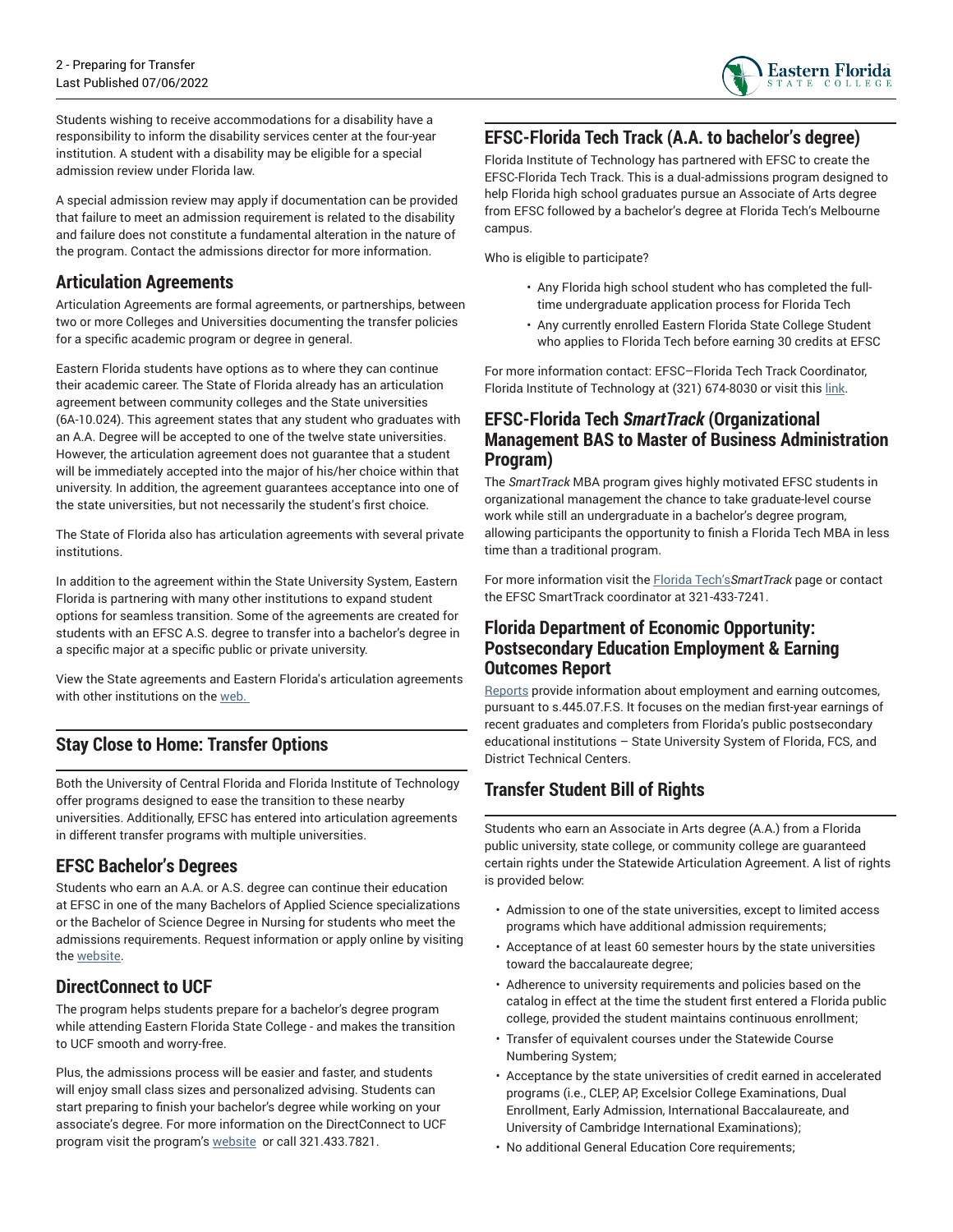Students wishing to receive accommodations for a disability have a responsibility to inform the disability services center at the four-year institution. A student with a disability may be eligible for a special admission review under Florida law.

A special admission review may apply if documentation can be provided that failure to meet an admission requirement is related to the disability and failure does not constitute a fundamental alteration in the nature of the program. Contact the admissions director for more information.

## Articulation Agreements

Articulation Agreements are formal agreements, or partnerships, between two or more Colleges and Universities documenting the transfer policies for a specific academic program or degree in general.

Eastern Florida students have options as to where they can continue their academic career. The State of Florida already has an articulation agreement between community colleges and the State universities (6A-10.024). This agreement states that any student who graduates with an A.A. Degree will be accepted to one of the twelve state universities. However, the articulation agreement does not guarantee that a student will be immediately accepted into the major of his/her choice within that university. In addition, the agreement guarantees acceptance into one of the state universities, but not necessarily the student's first choice.

The State of Florida also has articulation agreements with several private institutions.

In addition to the agreement within the State University System, Eastern Florida is partnering with many other institutions to expand student options for seamless transition. Some of the agreements are created for students with an EFSC A.S. degree to transfer into a bachelor's degree in a specific major at a specific public or private university.

View the State agreements and Eastern Florida's articulation agreements with other institutions on the web.

## Stay Close to Home: Transfer Options

Both the University of Central Florida and Florida Institute of Technology offer programs designed to ease the transition to these nearby universities. Additionally, EFSC has entered into articulation agreements in different transfer programs with multiple universities.

## EFSC Bachelor's Degrees

Students who earn an A.A. or A.S. degree can continue their education at EFSC in one of the many Bachelors of Applied Science specializations or the Bachelor of Science Degree in Nursing for students who meet the admissions requirements. Request information or apply online by visiting the website.

## DirectConnect to UCF

The program helps students prepare for a bachelor's degree program while attending Eastern Florida State College - and makes the transition to UCF smooth and worry-free.

Plus, the admissions process will be easier and faster, and students will enjoy small class sizes and personalized advising. Students can start preparing to finish your bachelor's degree while working on your associate's degree. For more information on the DirectConnect to UCF program visit the program's website or call 321.433.7821.

## EFSC-Florida Tech Track (A.A. to bachelor's degree)

Florida Institute of Technology has partnered with EFSC to create the EFSC-Florida Tech Track. This is a dual-admissions program designed to help Florida high school graduates pursue an Associate of Arts degree from EFSC followed by a bachelor's degree at Florida Tech's Melbourne campus.

Who is eligible to participate?

- Any Florida high school student who has completed the full-time undergraduate application process for Florida Tech
- Any currently enrolled Eastern Florida State College Student who applies to Florida Tech before earning 30 credits at EFSC

For more information contact: EFSC–Florida Tech Track Coordinator, Florida Institute of Technology at (321) 674-8030 or visit this link.

## EFSC-Florida Tech *SmartTrack* (Organizational Management BAS to Master of Business Administration Program)

The *SmartTrack* MBA program gives highly motivated EFSC students in organizational management the chance to take graduate-level course work while still an undergraduate in a bachelor's degree program, allowing participants the opportunity to finish a Florida Tech MBA in less time than a traditional program.

For more information visit the Florida Tech's *SmartTrack* page or contact the EFSC SmartTrack coordinator at 321-433-7241.

## Florida Department of Economic Opportunity: Postsecondary Education Employment & Earning Outcomes Report

Reports provide information about employment and earning outcomes, pursuant to s.445.07.F.S. It focuses on the median first-year earnings of recent graduates and completers from Florida's public postsecondary educational institutions – State University System of Florida, FCS, and District Technical Centers.

## Transfer Student Bill of Rights

Students who earn an Associate in Arts degree (A.A.) from a Florida public university, state college, or community college are guaranteed certain rights under the Statewide Articulation Agreement. A list of rights is provided below:

- Admission to one of the state universities, except to limited access programs which have additional admission requirements;
- Acceptance of at least 60 semester hours by the state universities toward the baccalaureate degree;
- Adherence to university requirements and policies based on the catalog in effect at the time the student first entered a Florida public college, provided the student maintains continuous enrollment;
- Transfer of equivalent courses under the Statewide Course Numbering System;
- Acceptance by the state universities of credit earned in accelerated programs (i.e., CLEP, AP, Excelsior College Examinations, Dual Enrollment, Early Admission, International Baccalaureate, and University of Cambridge International Examinations);
- No additional General Education Core requirements;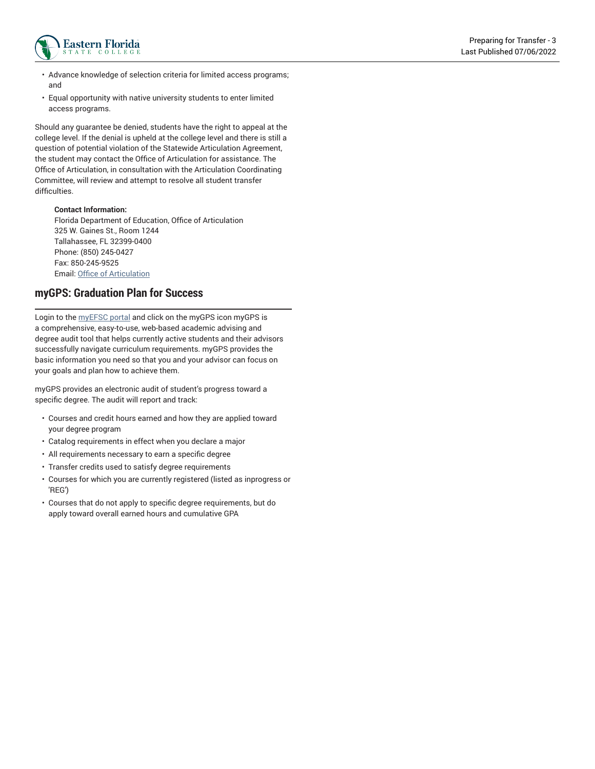- Advance knowledge of selection criteria for limited access programs; and
- Equal opportunity with native university students to enter limited access programs.

Should any guarantee be denied, students have the right to appeal at the college level. If the denial is upheld at the college level and there is still a question of potential violation of the Statewide Articulation Agreement, the student may contact the Office of Articulation for assistance. The Office of Articulation, in consultation with the Articulation Coordinating Committee, will review and attempt to resolve all student transfer difficulties.

**Contact Information:**
Florida Department of Education, Office of Articulation
325 W. Gaines St., Room 1244
Tallahassee, FL 32399-0400
Phone: (850) 245-0427
Fax: 850-245-9525
Email: Office of Articulation

## myGPS: Graduation Plan for Success

Login to the myEFSC portal and click on the myGPS icon myGPS is a comprehensive, easy-to-use, web-based academic advising and degree audit tool that helps currently active students and their advisors successfully navigate curriculum requirements. myGPS provides the basic information you need so that you and your advisor can focus on your goals and plan how to achieve them.

myGPS provides an electronic audit of student's progress toward a specific degree. The audit will report and track:

- Courses and credit hours earned and how they are applied toward your degree program
- Catalog requirements in effect when you declare a major
- All requirements necessary to earn a specific degree
- Transfer credits used to satisfy degree requirements
- Courses for which you are currently registered (listed as inprogress or 'REG')
- Courses that do not apply to specific degree requirements, but do apply toward overall earned hours and cumulative GPA